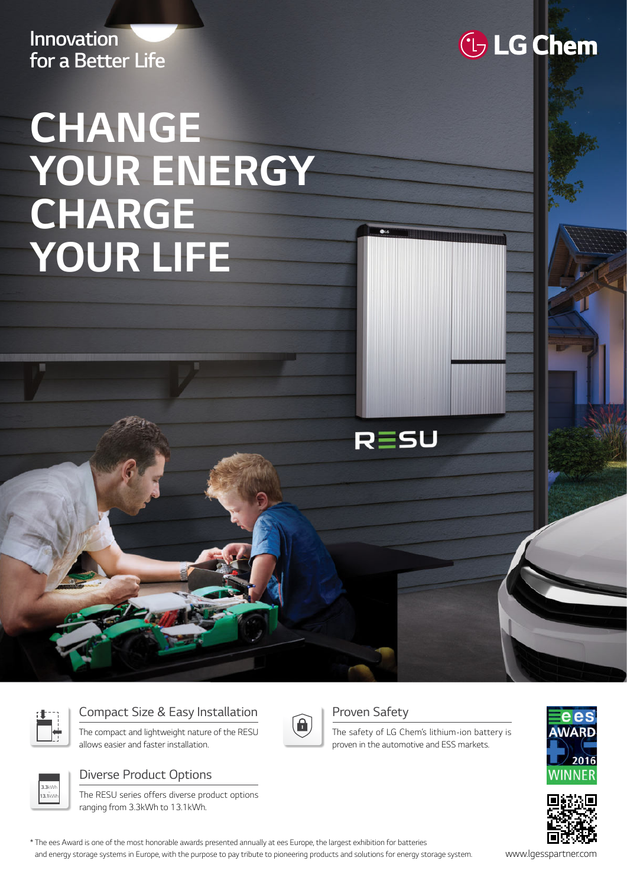Innovation
for a Better Life

LG Chem

# CHANGE YOUR ENERGY CHARGE YOUR LIFE

RESU

### Compact Size & Easy Installation

The compact and lightweight nature of the RESU allows easier and faster installation.

### Proven Safety

The safety of LG Chem's lithium-ion battery is proven in the automotive and ESS markets.

### Diverse Product Options

The RESU series offers diverse product options ranging from 3.3kWh to 13.1kWh.

ees AWARD 2016 WINNER

* The ees Award is one of the most honorable awards presented annually at ees Europe, the largest exhibition for batteries and energy storage systems in Europe, with the purpose to pay tribute to pioneering products and solutions for energy storage system.

www.lgesspartner.com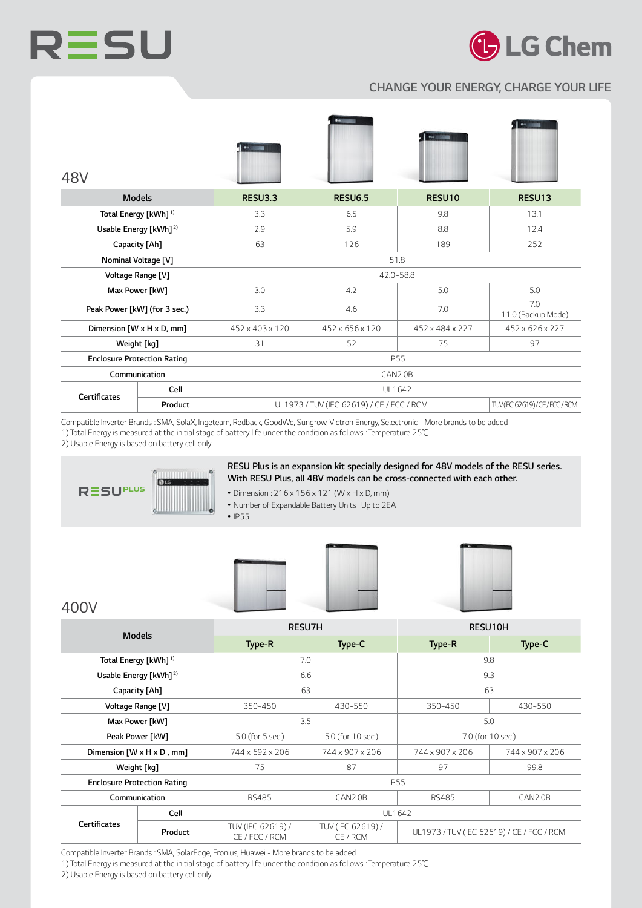# RESU

LG Chem

CHANGE YOUR ENERGY, CHARGE YOUR LIFE

## 48V

| Models | | RESU3.3 | RESU6.5 | RESU10 | RESU13 |
|---|---|---|---|---|---|
| Total Energy [kWh] [1] | | 3.3 | 6.5 | 9.8 | 13.1 |
| Usable Energy [kWh] [2] | | 2.9 | 5.9 | 8.8 | 12.4 |
| Capacity [Ah] | | 63 | 126 | 189 | 252 |
| Nominal Voltage [V] | | 51.8 | | | |
| Voltage Range [V] | | 42.0~58.8 | | | |
| Max Power [kW] | | 3.0 | 4.2 | 5.0 | 5.0 |
| Peak Power [kW] (for 3 sec.) | | 3.3 | 4.6 | 7.0 | 7.0<br>11.0 (Backup Mode) |
| Dimension [W x H x D, mm] | | 452 x 403 x 120 | 452 x 656 x 120 | 452 x 484 x 227 | 452 x 626 x 227 |
| Weight [kg] | | 31 | 52 | 75 | 97 |
| Enclosure Protection Rating | | IP55 | | | |
| Communication | | CAN2.0B | | | |
| Certificates | Cell | UL1642 | | | |
| | Product | UL1973 / TUV (IEC 62619) / CE / FCC / RCM | | | TUV(IEC 62619)/CE/FCC/RCM |

Compatible Inverter Brands : SMA, SolaX, Ingeteam, Redback, GoodWe, Sungrow, Victron Energy, Selectronic - More brands to be added
1) Total Energy is measured at the initial stage of battery life under the condition as follows : Temperature 25℃
2) Usable Energy is based on battery cell only

RESU PLUS

**RESU Plus is an expansion kit specially designed for 48V models of the RESU series. With RESU Plus, all 48V models can be cross-connected with each other.**

- Dimension : 216 x 156 x 121 (W x H x D, mm)
- Number of Expandable Battery Units : Up to 2EA
- IP55

## 400V

| Models | | RESU7H | | RESU10H | |
|---|---|---|---|---|---|
| | | Type-R | Type-C | Type-R | Type-C |
| Total Energy [kWh] [1] | | 7.0 | | 9.8 | |
| Usable Energy [kWh] [2] | | 6.6 | | 9.3 | |
| Capacity [Ah] | | 63 | | 63 | |
| Voltage Range [V] | | 350~450 | 430~550 | 350~450 | 430~550 |
| Max Power [kW] | | 3.5 | | 5.0 | |
| Peak Power [kW] | | 5.0 (for 5 sec.) | 5.0 (for 10 sec.) | 7.0 (for 10 sec.) | |
| Dimension [W x H x D , mm] | | 744 x 692 x 206 | 744 x 907 x 206 | 744 x 907 x 206 | 744 x 907 x 206 |
| Weight [kg] | | 75 | 87 | 97 | 99.8 |
| Enclosure Protection Rating | | IP55 | | | |
| Communication | | RS485 | CAN2.0B | RS485 | CAN2.0B |
| Certificates | Cell | UL1642 | | | |
| | Product | TUV (IEC 62619) / CE / FCC / RCM | TUV (IEC 62619) / CE / RCM | UL1973 / TUV (IEC 62619) / CE / FCC / RCM | |

Compatible Inverter Brands : SMA, SolarEdge, Fronius, Huawei - More brands to be added
1) Total Energy is measured at the initial stage of battery life under the condition as follows : Temperature 25℃
2) Usable Energy is based on battery cell only